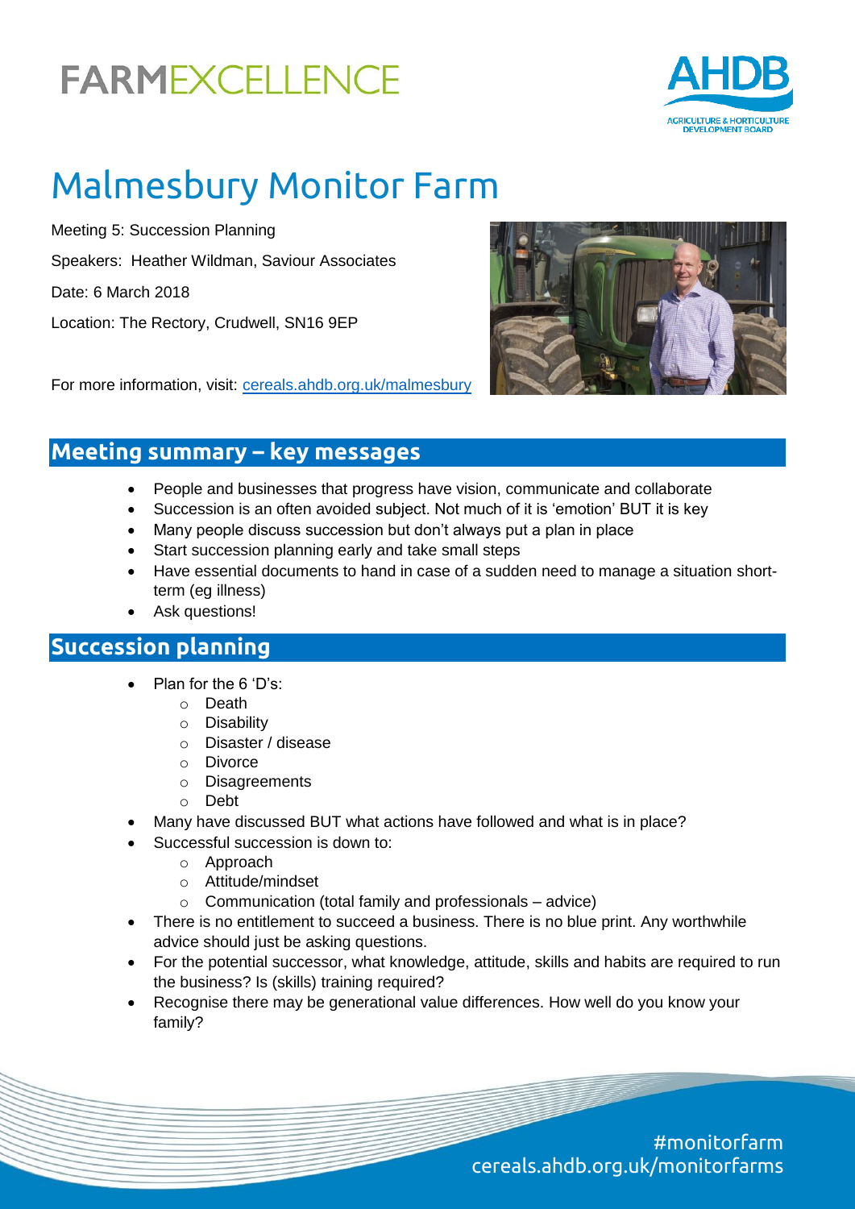FARMEXCELLENCE

# Malmesbury Monitor Farm

Meeting 5: Succession Planning

Speakers: Heather Wildman, Saviour Associates

Date: 6 March 2018

Location: The Rectory, Crudwell, SN16 9EP

For more information, visit: cereals.ahdb.org.uk/malmesbury

## Meeting summary – key messages

- People and businesses that progress have vision, communicate and collaborate
- Succession is an often avoided subject. Not much of it is 'emotion' BUT it is key
- Many people discuss succession but don't always put a plan in place
- Start succession planning early and take small steps
- Have essential documents to hand in case of a sudden need to manage a situation short-term (eg illness)
- Ask questions!

## Succession planning

- Plan for the 6 'D's:
    - Death
    - Disability
    - Disaster / disease
    - Divorce
    - Disagreements
    - Debt
- Many have discussed BUT what actions have followed and what is in place?
- Successful succession is down to:
    - Approach
    - Attitude/mindset
    - Communication (total family and professionals – advice)
- There is no entitlement to succeed a business. There is no blue print. Any worthwhile advice should just be asking questions.
- For the potential successor, what knowledge, attitude, skills and habits are required to run the business? Is (skills) training required?
- Recognise there may be generational value differences. How well do you know your family?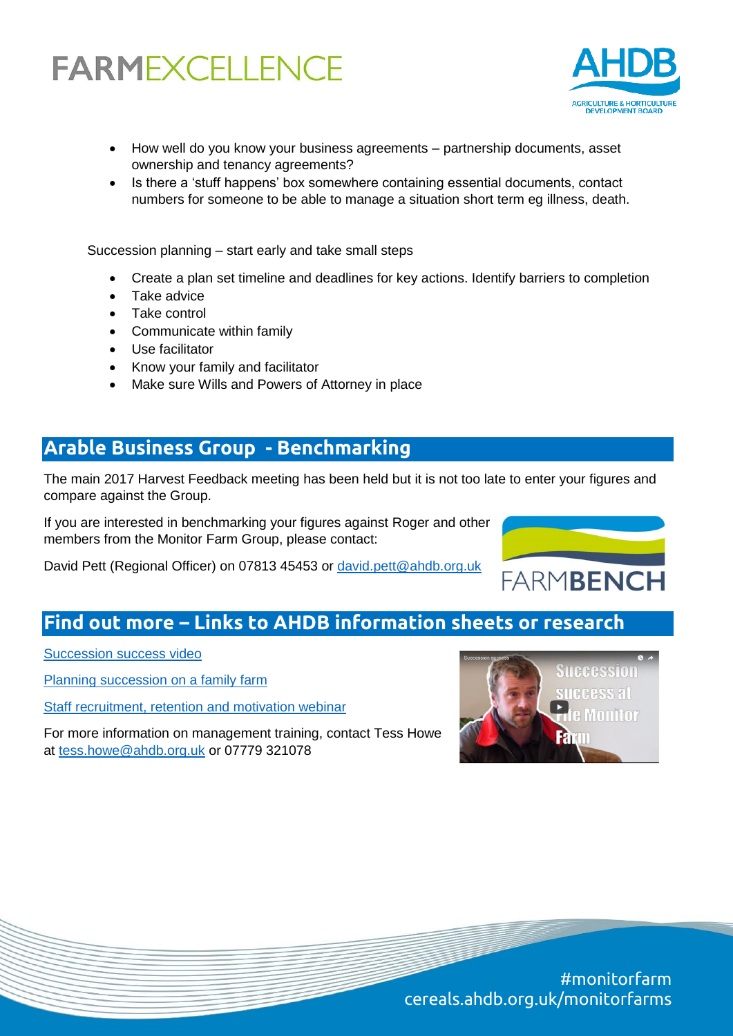- How well do you know your business agreements – partnership documents, asset ownership and tenancy agreements?
- Is there a 'stuff happens' box somewhere containing essential documents, contact numbers for someone to be able to manage a situation short term eg illness, death.

Succession planning – start early and take small steps

- Create a plan set timeline and deadlines for key actions. Identify barriers to completion
- Take advice
- Take control
- Communicate within family
- Use facilitator
- Know your family and facilitator
- Make sure Wills and Powers of Attorney in place

## Arable Business Group - Benchmarking

The main 2017 Harvest Feedback meeting has been held but it is not too late to enter your figures and compare against the Group.

If you are interested in benchmarking your figures against Roger and other members from the Monitor Farm Group, please contact:

David Pett (Regional Officer) on 07813 45453 or [david.pett@ahdb.org.uk](mailto:david.pett@ahdb.org.uk)

## Find out more – Links to AHDB information sheets or research

[Succession success video]()

[Planning succession on a family farm]()

[Staff recruitment, retention and motivation webinar]()

For more information on management training, contact Tess Howe at [tess.howe@ahdb.org.uk](mailto:tess.howe@ahdb.org.uk) or 07779 321078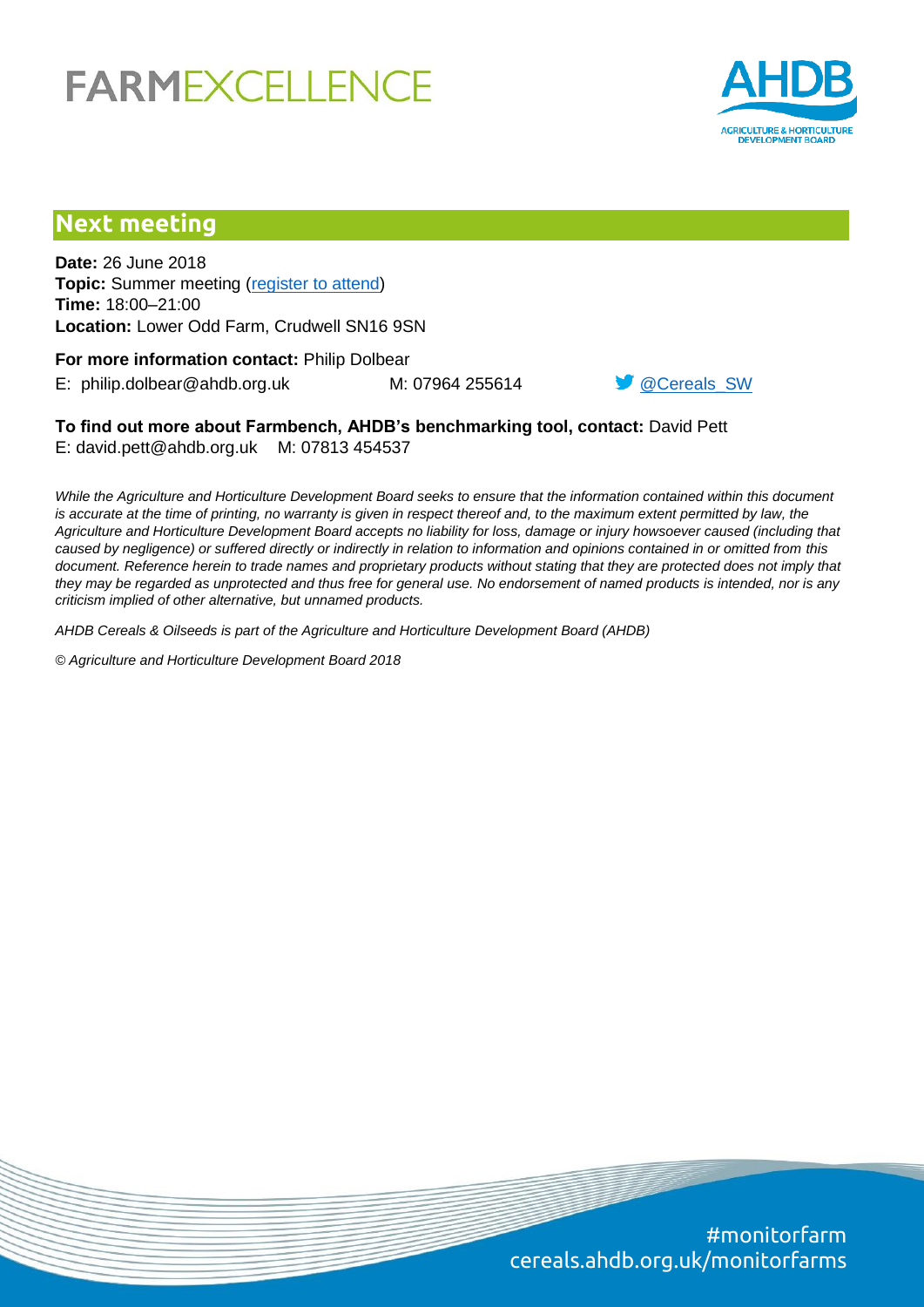# FARMEXCELLENCE

AHDB
AGRICULTURE & HORTICULTURE DEVELOPMENT BOARD

## Next meeting

**Date:** 26 June 2018
**Topic:** Summer meeting (register to attend)
**Time:** 18:00–21:00
**Location:** Lower Odd Farm, Crudwell SN16 9SN

**For more information contact:** Philip Dolbear
E: philip.dolbear@ahdb.org.uk M: 07964 255614 @Cereals_SW

**To find out more about Farmbench, AHDB's benchmarking tool, contact:** David Pett
E: david.pett@ahdb.org.uk M: 07813 454537

*While the Agriculture and Horticulture Development Board seeks to ensure that the information contained within this document is accurate at the time of printing, no warranty is given in respect thereof and, to the maximum extent permitted by law, the Agriculture and Horticulture Development Board accepts no liability for loss, damage or injury howsoever caused (including that caused by negligence) or suffered directly or indirectly in relation to information and opinions contained in or omitted from this document. Reference herein to trade names and proprietary products without stating that they are protected does not imply that they may be regarded as unprotected and thus free for general use. No endorsement of named products is intended, nor is any criticism implied of other alternative, but unnamed products.*

*AHDB Cereals & Oilseeds is part of the Agriculture and Horticulture Development Board (AHDB)*

*© Agriculture and Horticulture Development Board 2018*

#monitorfarm
cereals.ahdb.org.uk/monitorfarms